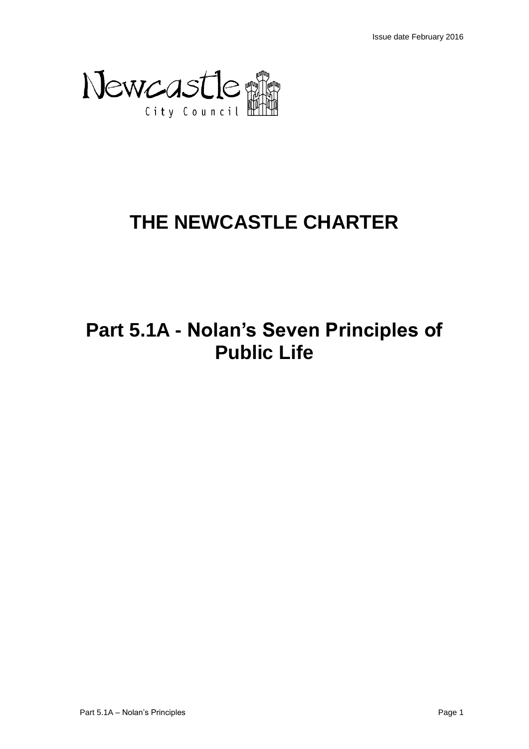Issue date February 2016

Newcastle City Council

# THE NEWCASTLE CHARTER

# Part 5.1A - Nolan's Seven Principles of Public Life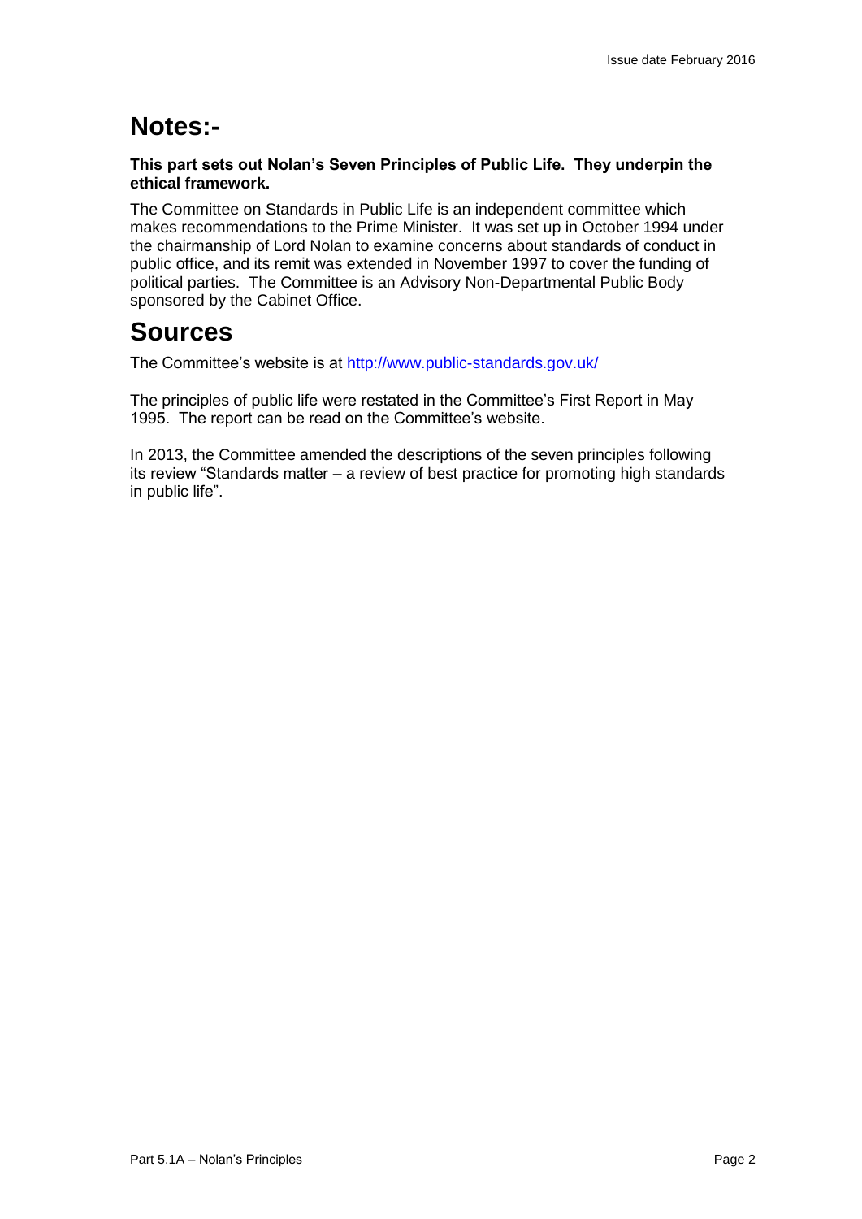# Notes:-

**This part sets out Nolan's Seven Principles of Public Life. They underpin the ethical framework.**

The Committee on Standards in Public Life is an independent committee which makes recommendations to the Prime Minister. It was set up in October 1994 under the chairmanship of Lord Nolan to examine concerns about standards of conduct in public office, and its remit was extended in November 1997 to cover the funding of political parties. The Committee is an Advisory Non-Departmental Public Body sponsored by the Cabinet Office.

# Sources

The Committee's website is at [http://www.public-standards.gov.uk/](http://www.public-standards.gov.uk/)

The principles of public life were restated in the Committee's First Report in May 1995. The report can be read on the Committee's website.

In 2013, the Committee amended the descriptions of the seven principles following its review "Standards matter – a review of best practice for promoting high standards in public life".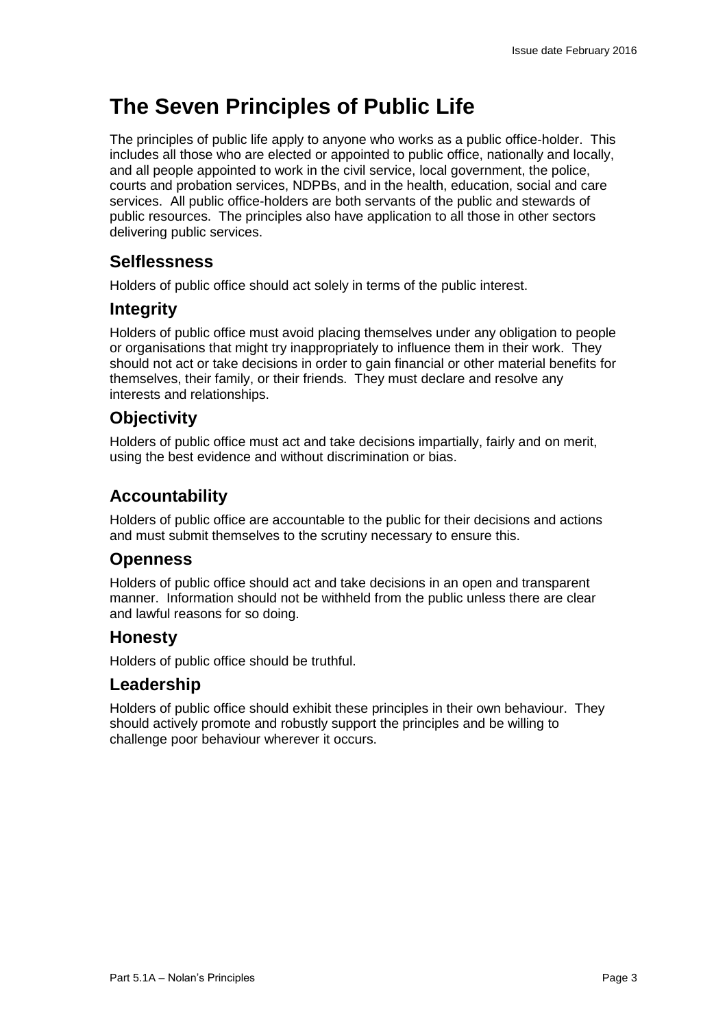# The Seven Principles of Public Life

The principles of public life apply to anyone who works as a public office-holder. This includes all those who are elected or appointed to public office, nationally and locally, and all people appointed to work in the civil service, local government, the police, courts and probation services, NDPBs, and in the health, education, social and care services. All public office-holders are both servants of the public and stewards of public resources. The principles also have application to all those in other sectors delivering public services.

## Selflessness

Holders of public office should act solely in terms of the public interest.

## Integrity

Holders of public office must avoid placing themselves under any obligation to people or organisations that might try inappropriately to influence them in their work. They should not act or take decisions in order to gain financial or other material benefits for themselves, their family, or their friends. They must declare and resolve any interests and relationships.

## Objectivity

Holders of public office must act and take decisions impartially, fairly and on merit, using the best evidence and without discrimination or bias.

## Accountability

Holders of public office are accountable to the public for their decisions and actions and must submit themselves to the scrutiny necessary to ensure this.

## Openness

Holders of public office should act and take decisions in an open and transparent manner. Information should not be withheld from the public unless there are clear and lawful reasons for so doing.

## Honesty

Holders of public office should be truthful.

## Leadership

Holders of public office should exhibit these principles in their own behaviour. They should actively promote and robustly support the principles and be willing to challenge poor behaviour wherever it occurs.